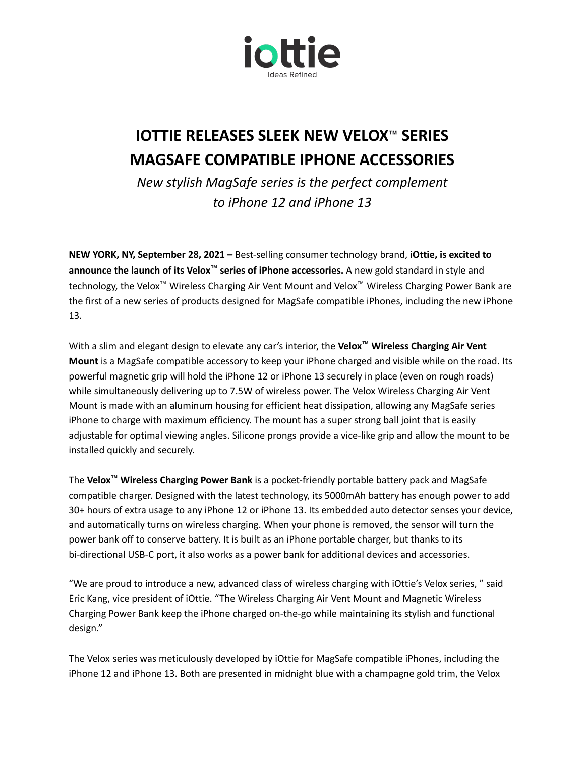iottie

Ideas Refined

# IOTTIE RELEASES SLEEK NEW VELOX™ SERIES MAGSAFE COMPATIBLE IPHONE ACCESSORIES

*New stylish MagSafe series is the perfect complement to iPhone 12 and iPhone 13*

**NEW YORK, NY, September 28, 2021 –** Best-selling consumer technology brand, **iOttie, is excited to announce the launch of its Velox™ series of iPhone accessories.** A new gold standard in style and technology, the Velox™ Wireless Charging Air Vent Mount and Velox™ Wireless Charging Power Bank are the first of a new series of products designed for MagSafe compatible iPhones, including the new iPhone 13.

With a slim and elegant design to elevate any car's interior, the **Velox™ Wireless Charging Air Vent Mount** is a MagSafe compatible accessory to keep your iPhone charged and visible while on the road. Its powerful magnetic grip will hold the iPhone 12 or iPhone 13 securely in place (even on rough roads) while simultaneously delivering up to 7.5W of wireless power. The Velox Wireless Charging Air Vent Mount is made with an aluminum housing for efficient heat dissipation, allowing any MagSafe series iPhone to charge with maximum efficiency. The mount has a super strong ball joint that is easily adjustable for optimal viewing angles. Silicone prongs provide a vice-like grip and allow the mount to be installed quickly and securely.

The **Velox™ Wireless Charging Power Bank** is a pocket-friendly portable battery pack and MagSafe compatible charger. Designed with the latest technology, its 5000mAh battery has enough power to add 30+ hours of extra usage to any iPhone 12 or iPhone 13. Its embedded auto detector senses your device, and automatically turns on wireless charging. When your phone is removed, the sensor will turn the power bank off to conserve battery. It is built as an iPhone portable charger, but thanks to its bi-directional USB-C port, it also works as a power bank for additional devices and accessories.

"We are proud to introduce a new, advanced class of wireless charging with iOttie's Velox series, " said Eric Kang, vice president of iOttie. "The Wireless Charging Air Vent Mount and Magnetic Wireless Charging Power Bank keep the iPhone charged on-the-go while maintaining its stylish and functional design."

The Velox series was meticulously developed by iOttie for MagSafe compatible iPhones, including the iPhone 12 and iPhone 13. Both are presented in midnight blue with a champagne gold trim, the Velox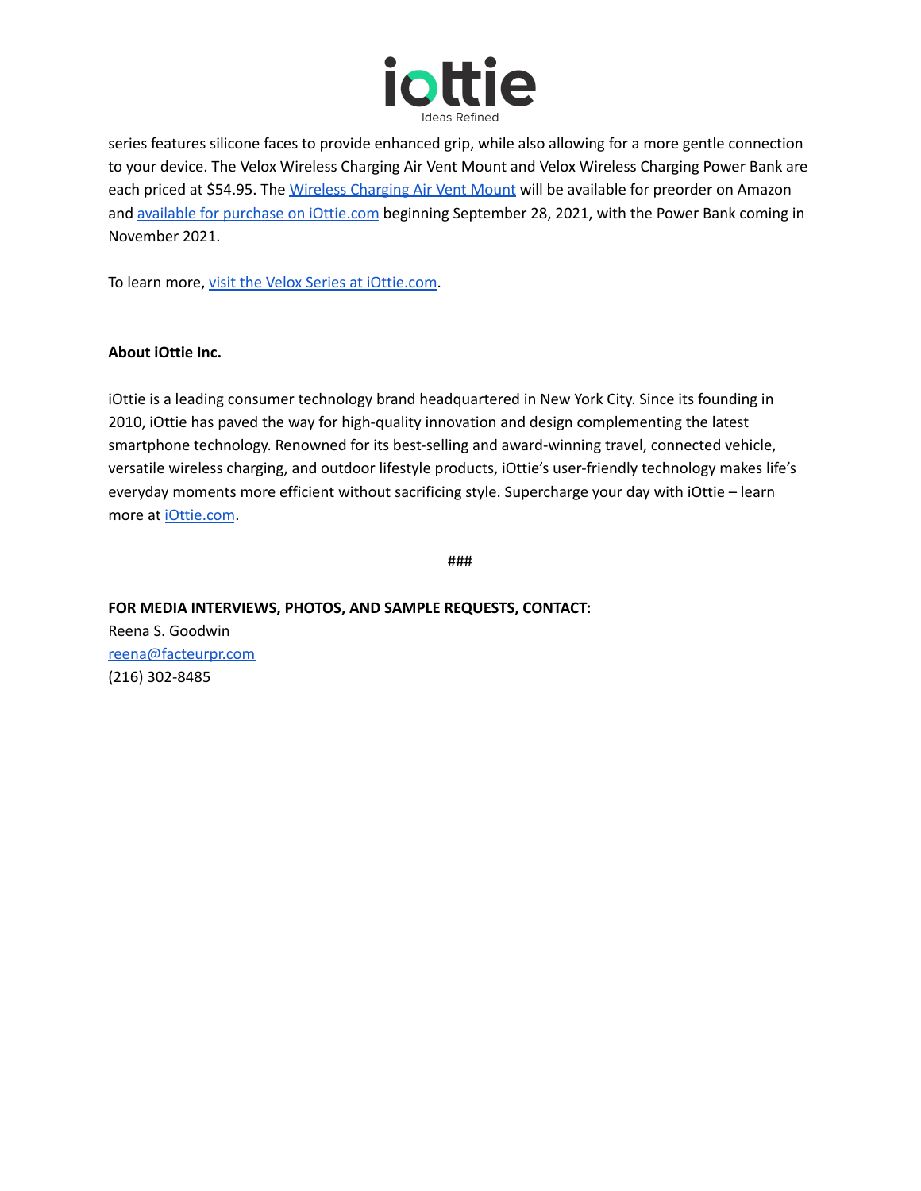series features silicone faces to provide enhanced grip, while also allowing for a more gentle connection to your device. The Velox Wireless Charging Air Vent Mount and Velox Wireless Charging Power Bank are each priced at $54.95. The Wireless Charging Air Vent Mount will be available for preorder on Amazon and available for purchase on iOttie.com beginning September 28, 2021, with the Power Bank coming in November 2021.

To learn more, visit the Velox Series at iOttie.com.

**About iOttie Inc.**

iOttie is a leading consumer technology brand headquartered in New York City. Since its founding in 2010, iOttie has paved the way for high-quality innovation and design complementing the latest smartphone technology. Renowned for its best-selling and award-winning travel, connected vehicle, versatile wireless charging, and outdoor lifestyle products, iOttie's user-friendly technology makes life's everyday moments more efficient without sacrificing style. Supercharge your day with iOttie – learn more at iOttie.com.

###

**FOR MEDIA INTERVIEWS, PHOTOS, AND SAMPLE REQUESTS, CONTACT:**
Reena S. Goodwin
reena@facteurpr.com
(216) 302-8485